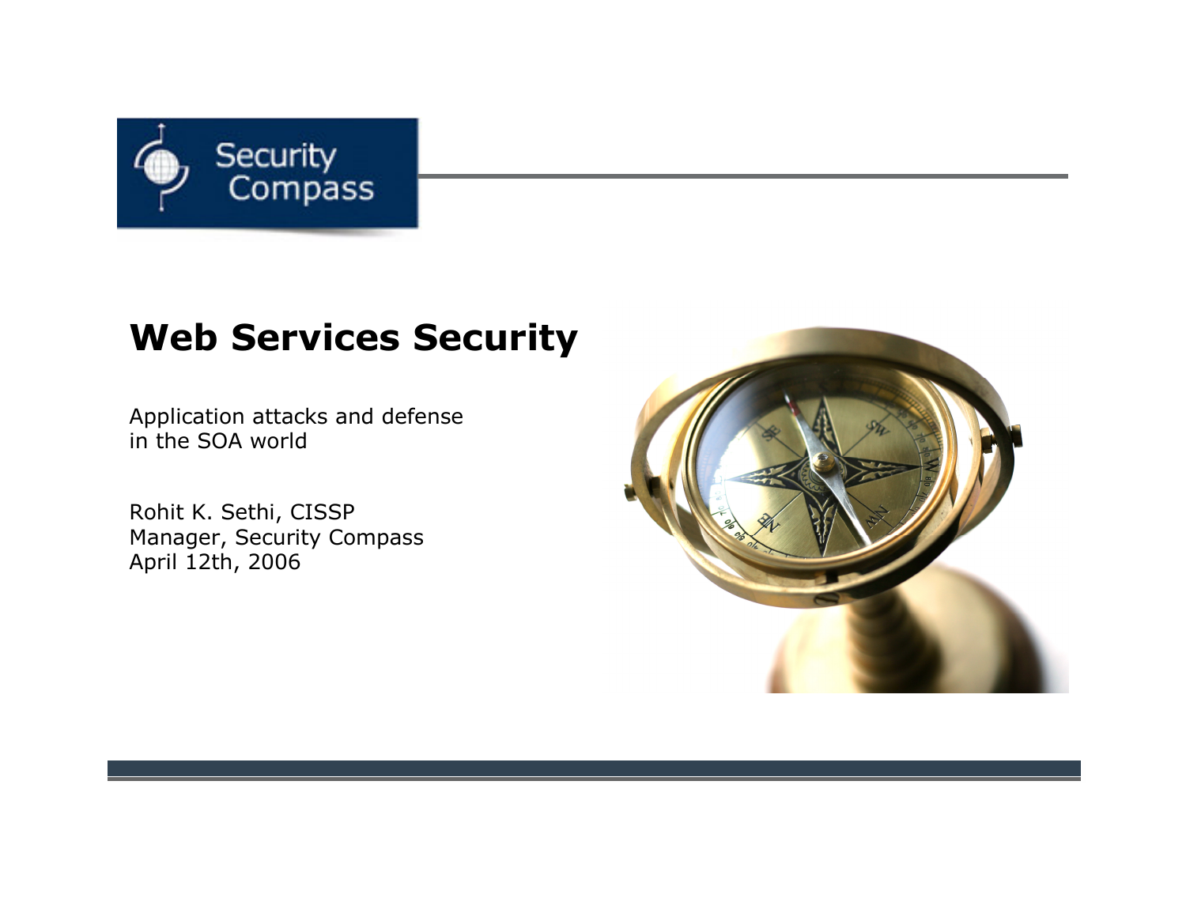# Web Services Security

Application attacks and defense in the SOA world

Rohit K. Sethi, CISSP
Manager, Security Compass
April 12th, 2006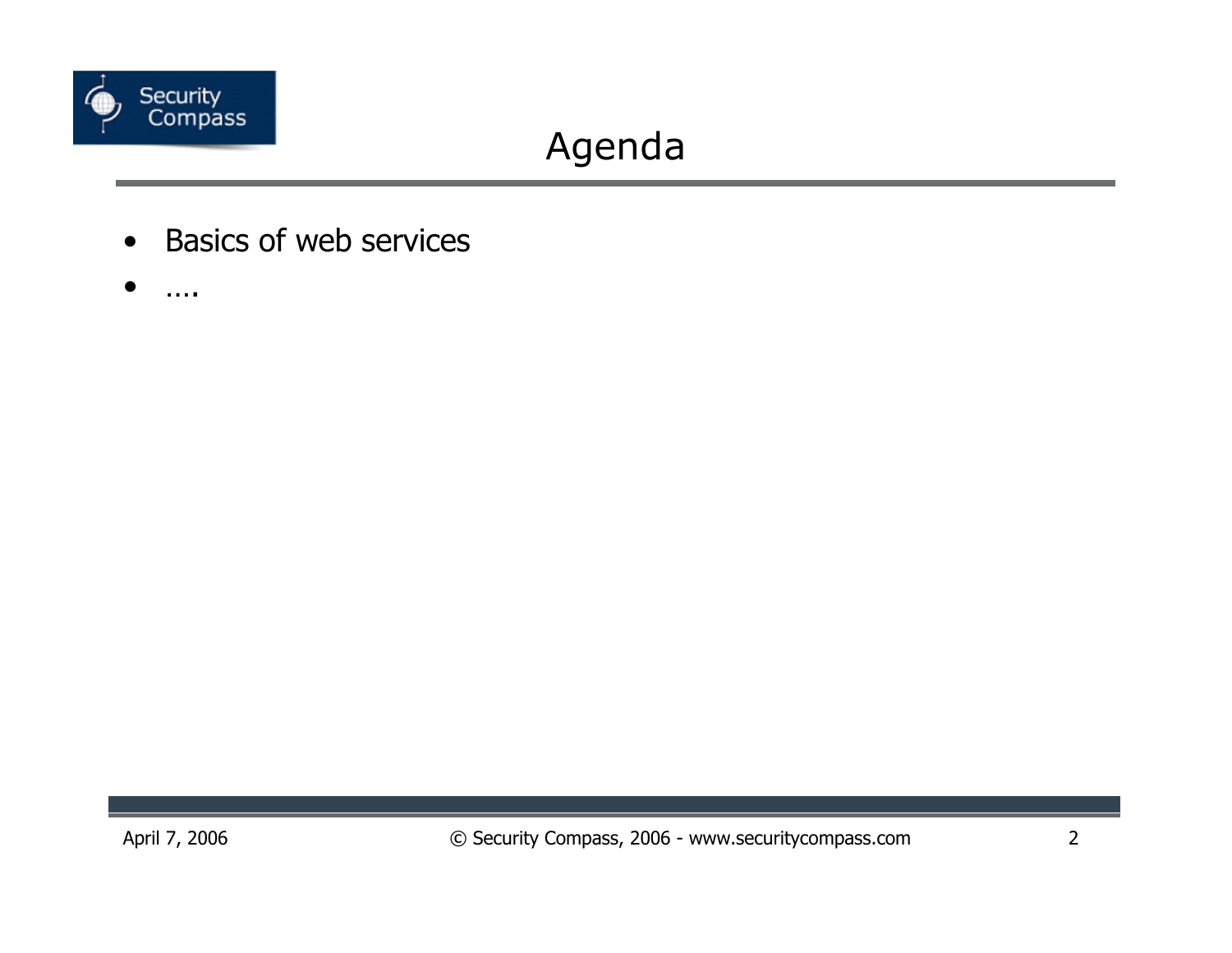# Agenda

- Basics of web services
- ….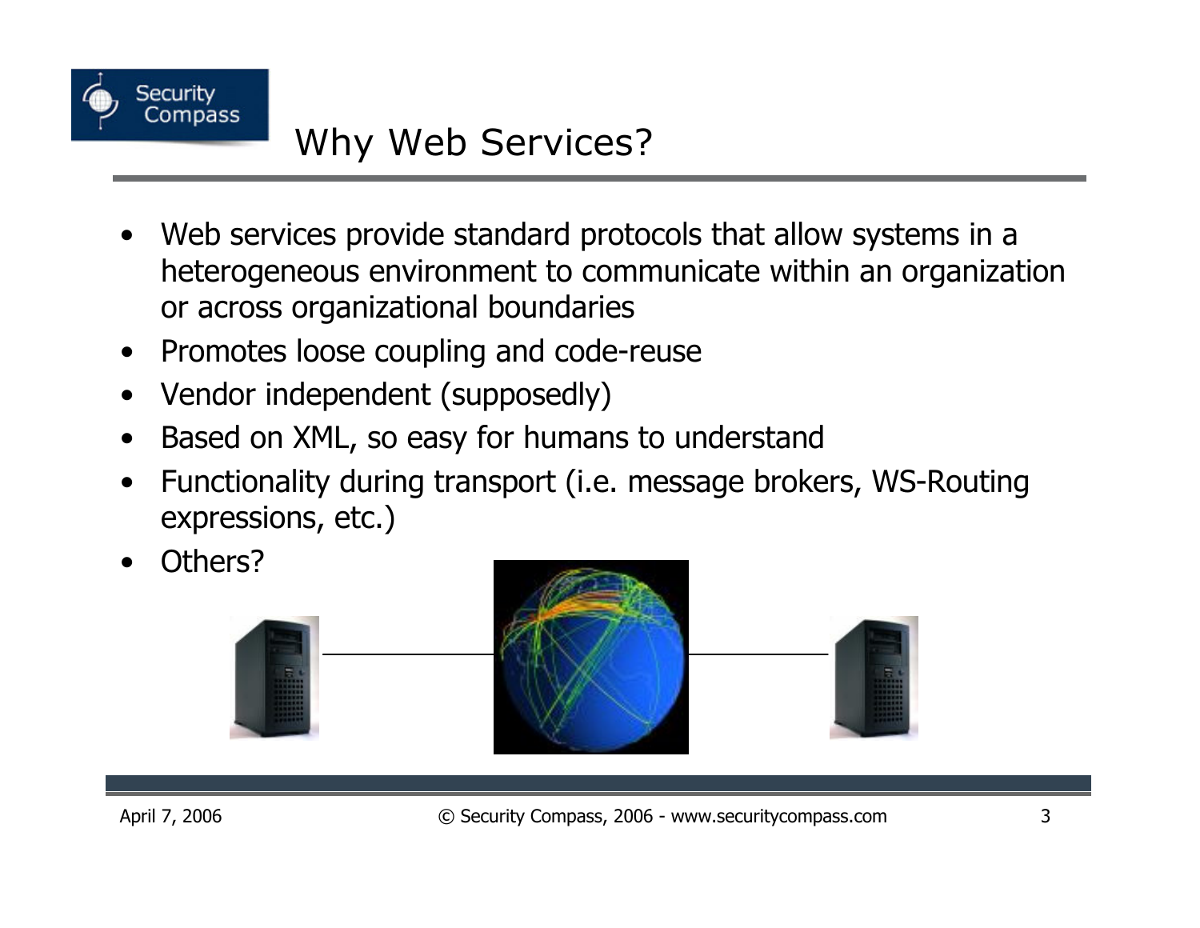# Why Web Services?

- Web services provide standard protocols that allow systems in a heterogeneous environment to communicate within an organization or across organizational boundaries
- Promotes loose coupling and code-reuse
- Vendor independent (supposedly)
- Based on XML, so easy for humans to understand
- Functionality during transport (i.e. message brokers, WS-Routing expressions, etc.)
- Others?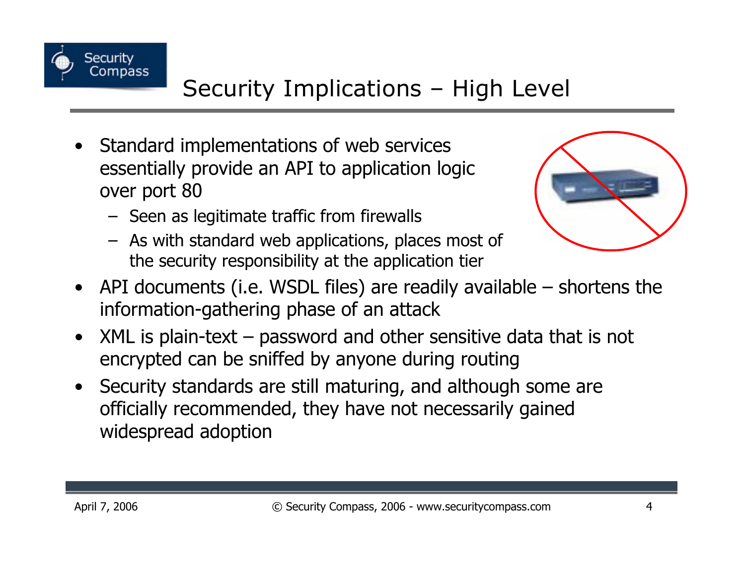# Security Implications – High Level

- Standard implementations of web services essentially provide an API to application logic over port 80
  - Seen as legitimate traffic from firewalls
  - As with standard web applications, places most of the security responsibility at the application tier
- API documents (i.e. WSDL files) are readily available – shortens the information-gathering phase of an attack
- XML is plain-text – password and other sensitive data that is not encrypted can be sniffed by anyone during routing
- Security standards are still maturing, and although some are officially recommended, they have not necessarily gained widespread adoption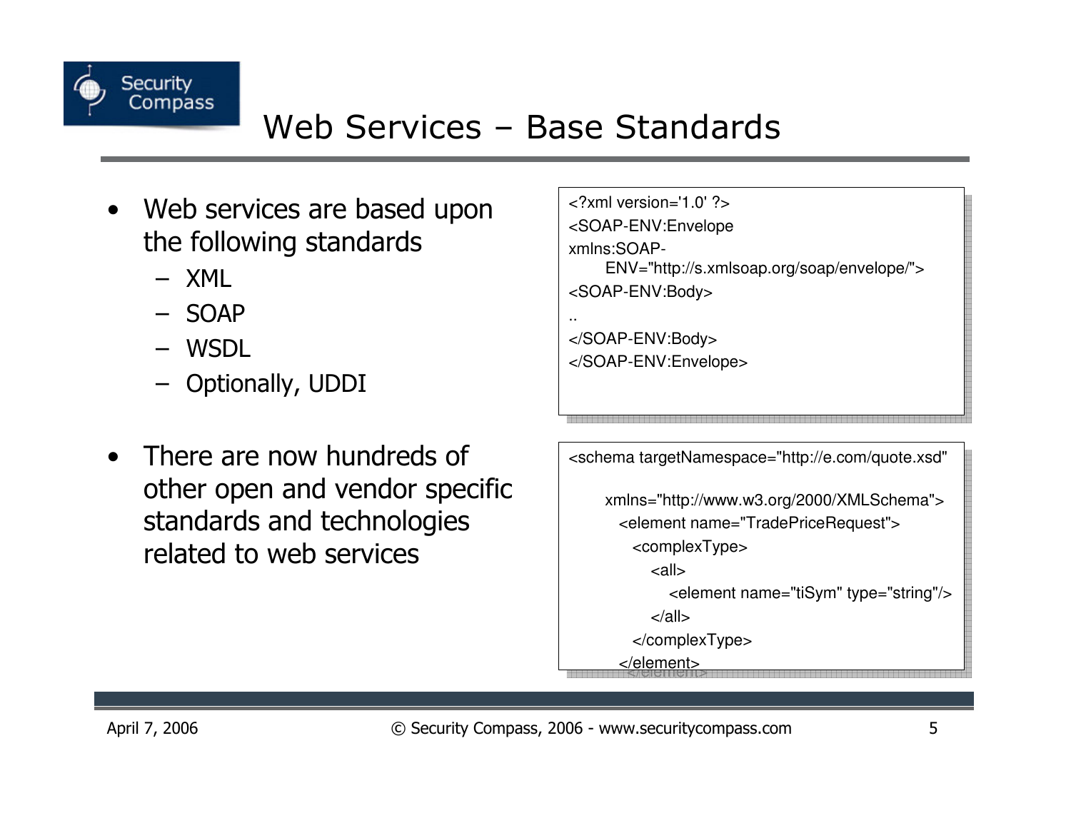# Web Services – Base Standards

- Web services are based upon the following standards
  - XML
  - SOAP
  - WSDL
  - Optionally, UDDI
- There are now hundreds of other open and vendor specific standards and technologies related to web services

```
<?xml version='1.0' ?>
<SOAP-ENV:Envelope
xmlns:SOAP-
    ENV="http://s.xmlsoap.org/soap/envelope/">
<SOAP-ENV:Body>
..
</SOAP-ENV:Body>
</SOAP-ENV:Envelope>
```

```
<schema targetNamespace="http://e.com/quote.xsd"

    xmlns="http://www.w3.org/2000/XMLSchema">
      <element name="TradePriceRequest">
        <complexType>
          <all>
            <element name="tiSym" type="string"/>
          </all>
        </complexType>
      </element>
```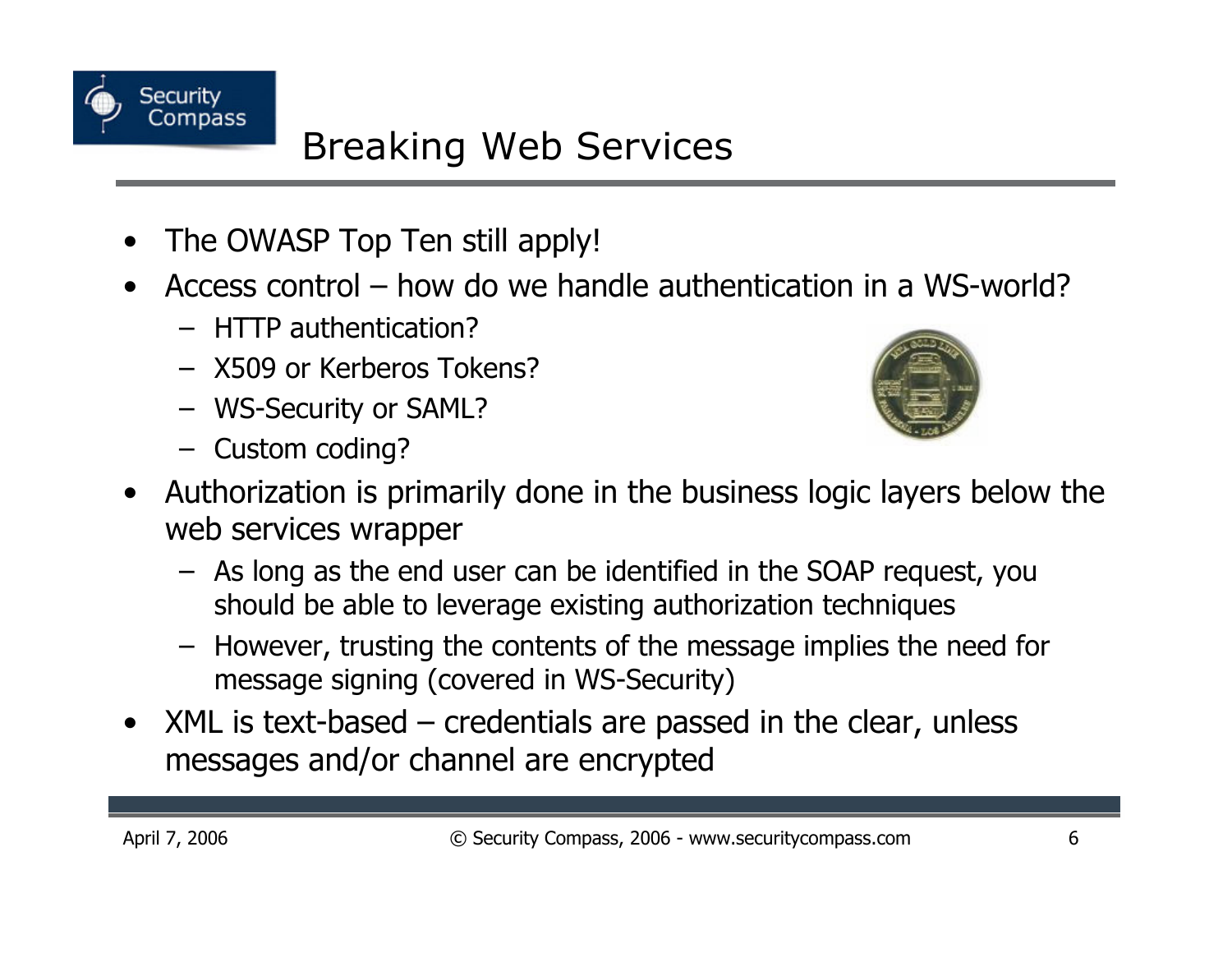# Breaking Web Services

- The OWASP Top Ten still apply!
- Access control – how do we handle authentication in a WS-world?
  - HTTP authentication?
  - X509 or Kerberos Tokens?
  - WS-Security or SAML?
  - Custom coding?
- Authorization is primarily done in the business logic layers below the web services wrapper
  - As long as the end user can be identified in the SOAP request, you should be able to leverage existing authorization techniques
  - However, trusting the contents of the message implies the need for message signing (covered in WS-Security)
- XML is text-based – credentials are passed in the clear, unless messages and/or channel are encrypted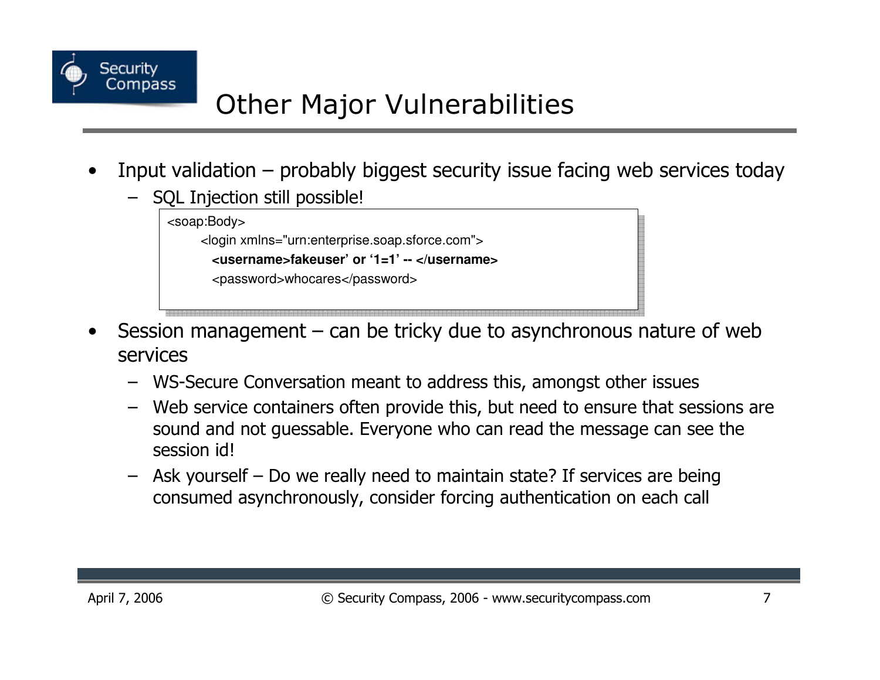# Other Major Vulnerabilities

- Input validation – probably biggest security issue facing web services today
  - SQL Injection still possible!

```
<soap:Body>
    <login xmlns="urn:enterprise.soap.sforce.com">
      <username>fakeuser' or '1=1' -- </username>
      <password>whocares</password>
```

- Session management – can be tricky due to asynchronous nature of web services
  - WS-Secure Conversation meant to address this, amongst other issues
  - Web service containers often provide this, but need to ensure that sessions are sound and not guessable. Everyone who can read the message can see the session id!
  - Ask yourself – Do we really need to maintain state? If services are being consumed asynchronously, consider forcing authentication on each call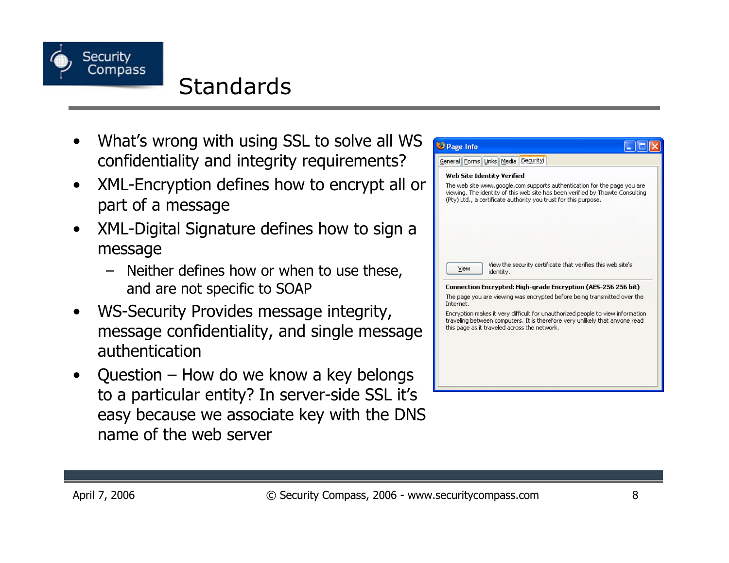# Standards

- What's wrong with using SSL to solve all WS confidentiality and integrity requirements?
- XML-Encryption defines how to encrypt all or part of a message
- XML-Digital Signature defines how to sign a message
  - Neither defines how or when to use these, and are not specific to SOAP
- WS-Security Provides message integrity, message confidentiality, and single message authentication
- Question – How do we know a key belongs to a particular entity? In server-side SSL it's easy because we associate key with the DNS name of the web server

**Page Info**

General | Forms | Links | Media | Security

**Web Site Identity Verified**

The web site www.google.com supports authentication for the page you are viewing. The identity of this web site has been verified by Thawte Consulting (Pty) Ltd., a certificate authority you trust for this purpose.

View — View the security certificate that verifies this web site's identity.

**Connection Encrypted: High-grade Encryption (AES-256 256 bit)**

The page you are viewing was encrypted before being transmitted over the Internet.

Encryption makes it very difficult for unauthorized people to view information traveling between computers. It is therefore very unlikely that anyone read this page as it traveled across the network.

April 7, 2006 © Security Compass, 2006 - www.securitycompass.com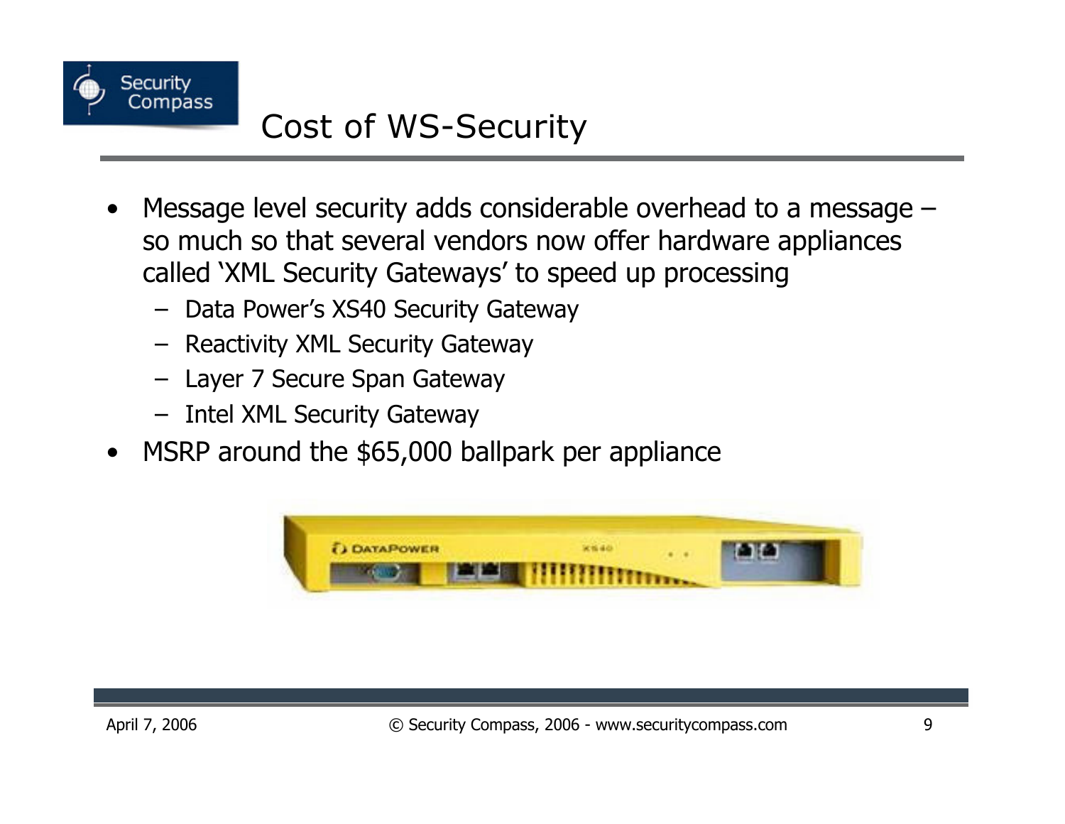# Cost of WS-Security

- Message level security adds considerable overhead to a message – so much so that several vendors now offer hardware appliances called 'XML Security Gateways' to speed up processing
  - Data Power's XS40 Security Gateway
  - Reactivity XML Security Gateway
  - Layer 7 Secure Span Gateway
  - Intel XML Security Gateway
- MSRP around the $65,000 ballpark per appliance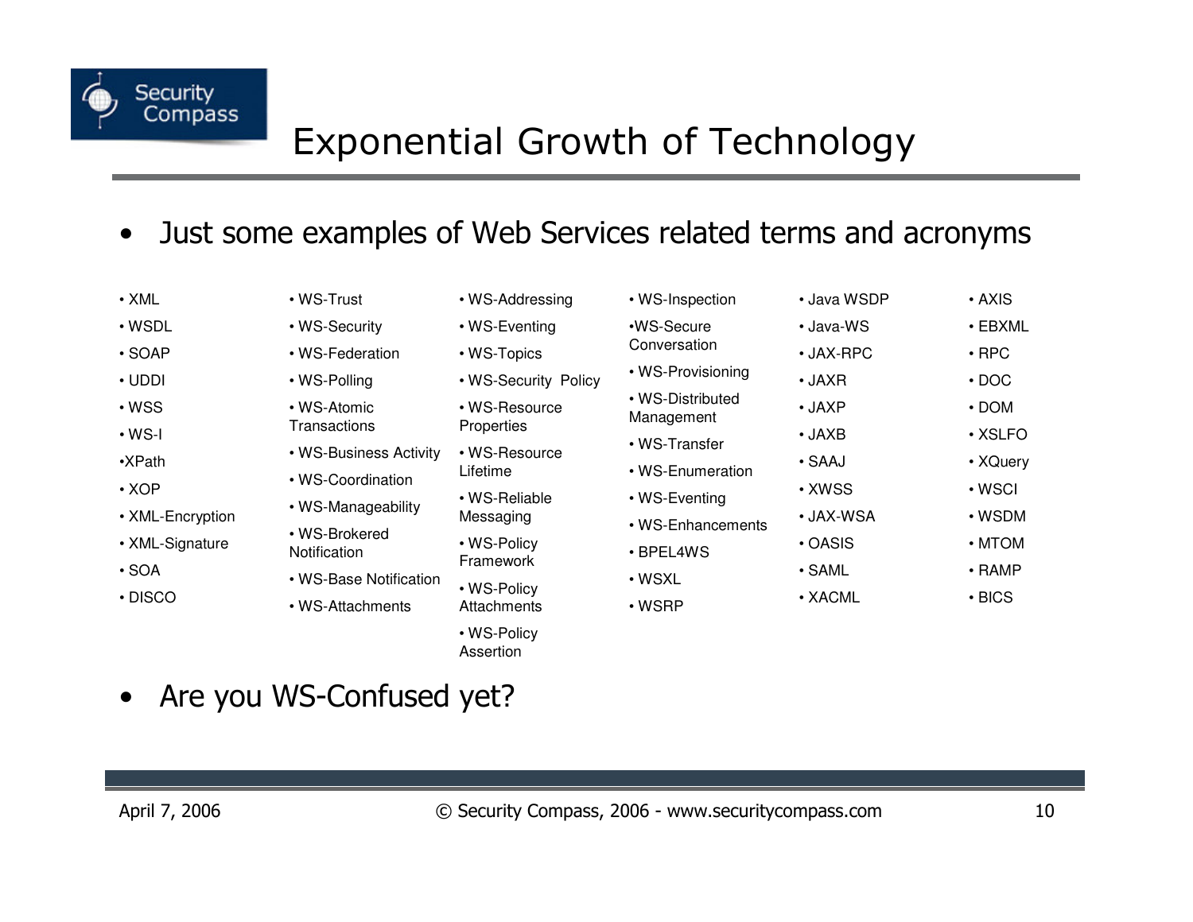# Exponential Growth of Technology

- Just some examples of Web Services related terms and acronyms

- XML
- WSDL
- SOAP
- UDDI
- WSS
- WS-I
- XPath
- XOP
- XML-Encryption
- XML-Signature
- SOA
- DISCO

- WS-Trust
- WS-Security
- WS-Federation
- WS-Polling
- WS-Atomic Transactions
- WS-Business Activity
- WS-Coordination
- WS-Manageability
- WS-Brokered Notification
- WS-Base Notification
- WS-Attachments

- WS-Addressing
- WS-Eventing
- WS-Topics
- WS-Security Policy
- WS-Resource Properties
- WS-Resource Lifetime
- WS-Reliable Messaging
- WS-Policy Framework
- WS-Policy Attachments
- WS-Policy Assertion

- WS-Inspection
- WS-Secure Conversation
- WS-Provisioning
- WS-Distributed Management
- WS-Transfer
- WS-Enumeration
- WS-Eventing
- WS-Enhancements
- BPEL4WS
- WSXL
- WSRP

- Java WSDP
- Java-WS
- JAX-RPC
- JAXR
- JAXP
- JAXB
- SAAJ
- XWSS
- JAX-WSA
- OASIS
- SAML
- XACML

- AXIS
- EBXML
- RPC
- DOC
- DOM
- XSLFO
- XQuery
- WSCI
- WSDM
- MTOM
- RAMP
- BICS

- Are you WS-Confused yet?